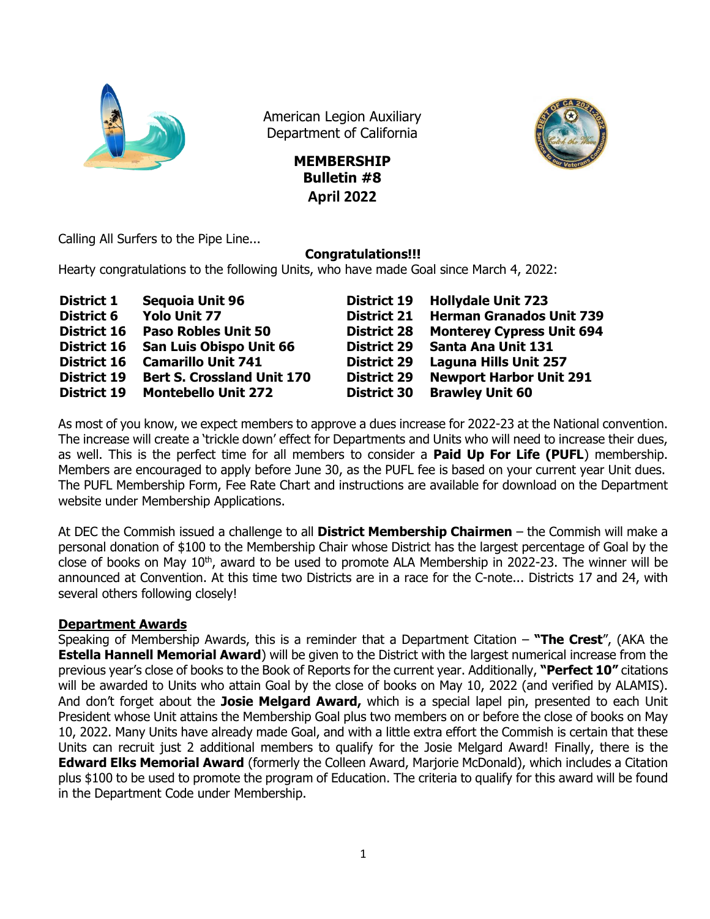American Legion Auxiliary
Department of California

**MEMBERSHIP**
**Bulletin #8**
**April 2022**

Calling All Surfers to the Pipe Line...

**Congratulations!!!**

Hearty congratulations to the following Units, who have made Goal since March 4, 2022:

| | | | |
|---|---|---|---|
| **District 1** | **Sequoia Unit 96** | **District 19** | **Hollydale Unit 723** |
| **District 6** | **Yolo Unit 77** | **District 21** | **Herman Granados Unit 739** |
| **District 16** | **Paso Robles Unit 50** | **District 28** | **Monterey Cypress Unit 694** |
| **District 16** | **San Luis Obispo Unit 66** | **District 29** | **Santa Ana Unit 131** |
| **District 16** | **Camarillo Unit 741** | **District 29** | **Laguna Hills Unit 257** |
| **District 19** | **Bert S. Crossland Unit 170** | **District 29** | **Newport Harbor Unit 291** |
| **District 19** | **Montebello Unit 272** | **District 30** | **Brawley Unit 60** |

As most of you know, we expect members to approve a dues increase for 2022-23 at the National convention. The increase will create a 'trickle down' effect for Departments and Units who will need to increase their dues, as well. This is the perfect time for all members to consider a **Paid Up For Life (PUFL**) membership. Members are encouraged to apply before June 30, as the PUFL fee is based on your current year Unit dues. The PUFL Membership Form, Fee Rate Chart and instructions are available for download on the Department website under Membership Applications.

At DEC the Commish issued a challenge to all **District Membership Chairmen** – the Commish will make a personal donation of $100 to the Membership Chair whose District has the largest percentage of Goal by the close of books on May 10th, award to be used to promote ALA Membership in 2022-23. The winner will be announced at Convention. At this time two Districts are in a race for the C-note... Districts 17 and 24, with several others following closely!

**Department Awards**

Speaking of Membership Awards, this is a reminder that a Department Citation – **"The Crest**", (AKA the **Estella Hannell Memorial Award**) will be given to the District with the largest numerical increase from the previous year's close of books to the Book of Reports for the current year. Additionally, **"Perfect 10"** citations will be awarded to Units who attain Goal by the close of books on May 10, 2022 (and verified by ALAMIS). And don't forget about the **Josie Melgard Award,** which is a special lapel pin, presented to each Unit President whose Unit attains the Membership Goal plus two members on or before the close of books on May 10, 2022. Many Units have already made Goal, and with a little extra effort the Commish is certain that these Units can recruit just 2 additional members to qualify for the Josie Melgard Award! Finally, there is the **Edward Elks Memorial Award** (formerly the Colleen Award, Marjorie McDonald), which includes a Citation plus $100 to be used to promote the program of Education. The criteria to qualify for this award will be found in the Department Code under Membership.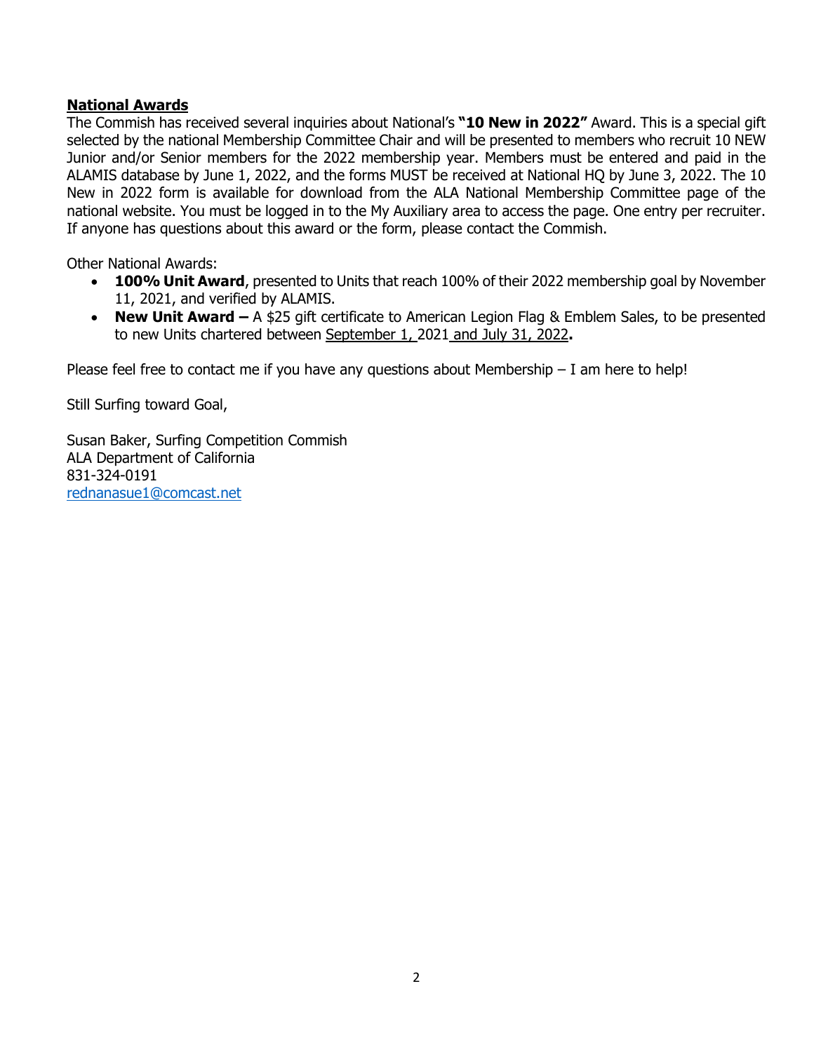**National Awards**

The Commish has received several inquiries about National's **"10 New in 2022"** Award. This is a special gift selected by the national Membership Committee Chair and will be presented to members who recruit 10 NEW Junior and/or Senior members for the 2022 membership year. Members must be entered and paid in the ALAMIS database by June 1, 2022, and the forms MUST be received at National HQ by June 3, 2022. The 10 New in 2022 form is available for download from the ALA National Membership Committee page of the national website. You must be logged in to the My Auxiliary area to access the page. One entry per recruiter. If anyone has questions about this award or the form, please contact the Commish.

Other National Awards:

- **100% Unit Award**, presented to Units that reach 100% of their 2022 membership goal by November 11, 2021, and verified by ALAMIS.
- **New Unit Award –** A $25 gift certificate to American Legion Flag & Emblem Sales, to be presented to new Units chartered between September 1, 2021 and July 31, 2022**.**

Please feel free to contact me if you have any questions about Membership – I am here to help!

Still Surfing toward Goal,

Susan Baker, Surfing Competition Commish
ALA Department of California
831-324-0191
rednanasue1@comcast.net